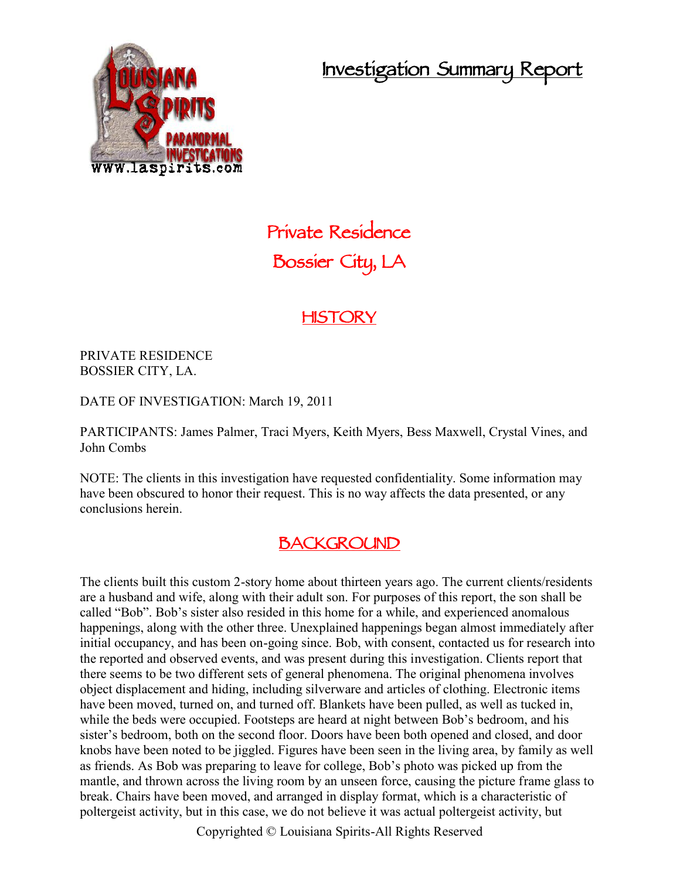# Investigation Summary Report

## Private Residence
## Bossier City, LA

## HISTORY

PRIVATE RESIDENCE
BOSSIER CITY, LA.

DATE OF INVESTIGATION: March 19, 2011

PARTICIPANTS: James Palmer, Traci Myers, Keith Myers, Bess Maxwell, Crystal Vines, and John Combs

NOTE: The clients in this investigation have requested confidentiality. Some information may have been obscured to honor their request. This is no way affects the data presented, or any conclusions herein.

## BACKGROUND

The clients built this custom 2-story home about thirteen years ago. The current clients/residents are a husband and wife, along with their adult son. For purposes of this report, the son shall be called "Bob". Bob's sister also resided in this home for a while, and experienced anomalous happenings, along with the other three. Unexplained happenings began almost immediately after initial occupancy, and has been on-going since. Bob, with consent, contacted us for research into the reported and observed events, and was present during this investigation. Clients report that there seems to be two different sets of general phenomena. The original phenomena involves object displacement and hiding, including silverware and articles of clothing. Electronic items have been moved, turned on, and turned off. Blankets have been pulled, as well as tucked in, while the beds were occupied. Footsteps are heard at night between Bob's bedroom, and his sister's bedroom, both on the second floor. Doors have been both opened and closed, and door knobs have been noted to be jiggled. Figures have been seen in the living area, by family as well as friends. As Bob was preparing to leave for college, Bob's photo was picked up from the mantle, and thrown across the living room by an unseen force, causing the picture frame glass to break. Chairs have been moved, and arranged in display format, which is a characteristic of poltergeist activity, but in this case, we do not believe it was actual poltergeist activity, but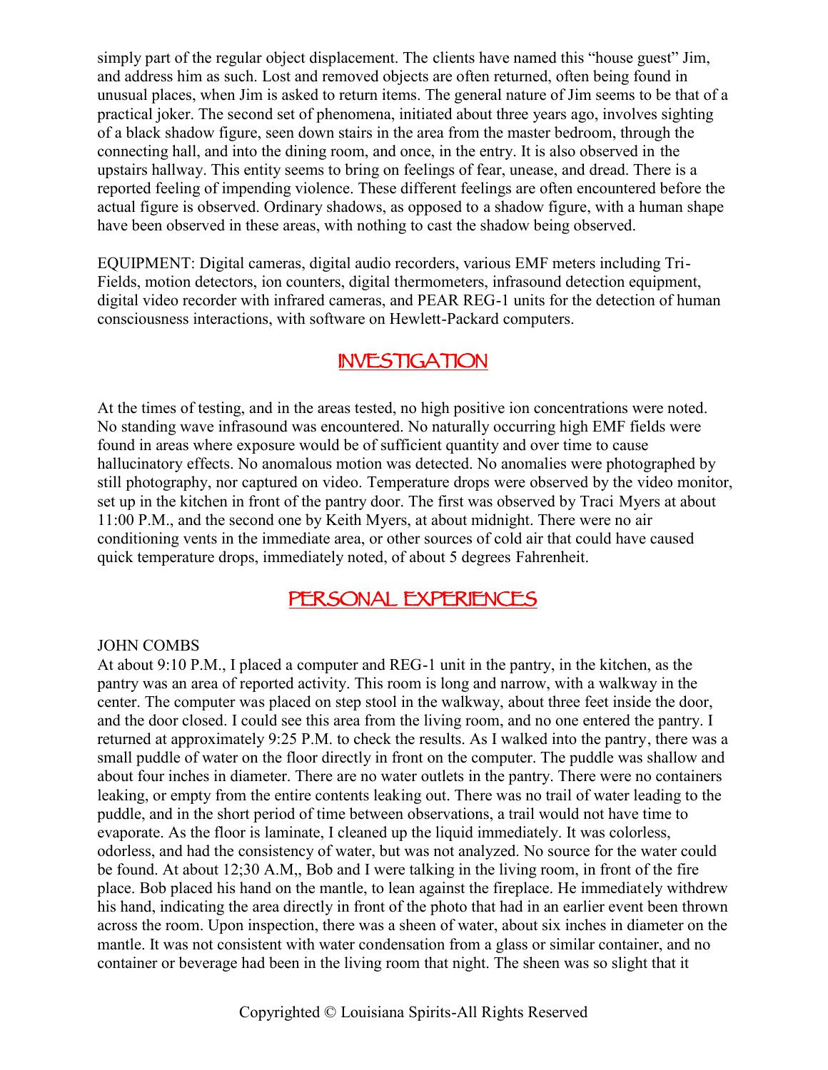simply part of the regular object displacement. The clients have named this "house guest" Jim, and address him as such. Lost and removed objects are often returned, often being found in unusual places, when Jim is asked to return items. The general nature of Jim seems to be that of a practical joker. The second set of phenomena, initiated about three years ago, involves sighting of a black shadow figure, seen down stairs in the area from the master bedroom, through the connecting hall, and into the dining room, and once, in the entry. It is also observed in the upstairs hallway. This entity seems to bring on feelings of fear, unease, and dread. There is a reported feeling of impending violence. These different feelings are often encountered before the actual figure is observed. Ordinary shadows, as opposed to a shadow figure, with a human shape have been observed in these areas, with nothing to cast the shadow being observed.

EQUIPMENT: Digital cameras, digital audio recorders, various EMF meters including Tri-Fields, motion detectors, ion counters, digital thermometers, infrasound detection equipment, digital video recorder with infrared cameras, and PEAR REG-1 units for the detection of human consciousness interactions, with software on Hewlett-Packard computers.

## INVESTIGATION

At the times of testing, and in the areas tested, no high positive ion concentrations were noted. No standing wave infrasound was encountered. No naturally occurring high EMF fields were found in areas where exposure would be of sufficient quantity and over time to cause hallucinatory effects. No anomalous motion was detected. No anomalies were photographed by still photography, nor captured on video. Temperature drops were observed by the video monitor, set up in the kitchen in front of the pantry door. The first was observed by Traci Myers at about 11:00 P.M., and the second one by Keith Myers, at about midnight. There were no air conditioning vents in the immediate area, or other sources of cold air that could have caused quick temperature drops, immediately noted, of about 5 degrees Fahrenheit.

## PERSONAL EXPERIENCES

JOHN COMBS

At about 9:10 P.M., I placed a computer and REG-1 unit in the pantry, in the kitchen, as the pantry was an area of reported activity. This room is long and narrow, with a walkway in the center. The computer was placed on step stool in the walkway, about three feet inside the door, and the door closed. I could see this area from the living room, and no one entered the pantry. I returned at approximately 9:25 P.M. to check the results. As I walked into the pantry, there was a small puddle of water on the floor directly in front on the computer. The puddle was shallow and about four inches in diameter. There are no water outlets in the pantry. There were no containers leaking, or empty from the entire contents leaking out. There was no trail of water leading to the puddle, and in the short period of time between observations, a trail would not have time to evaporate. As the floor is laminate, I cleaned up the liquid immediately. It was colorless, odorless, and had the consistency of water, but was not analyzed. No source for the water could be found. At about 12;30 A.M,, Bob and I were talking in the living room, in front of the fire place. Bob placed his hand on the mantle, to lean against the fireplace. He immediately withdrew his hand, indicating the area directly in front of the photo that had in an earlier event been thrown across the room. Upon inspection, there was a sheen of water, about six inches in diameter on the mantle. It was not consistent with water condensation from a glass or similar container, and no container or beverage had been in the living room that night. The sheen was so slight that it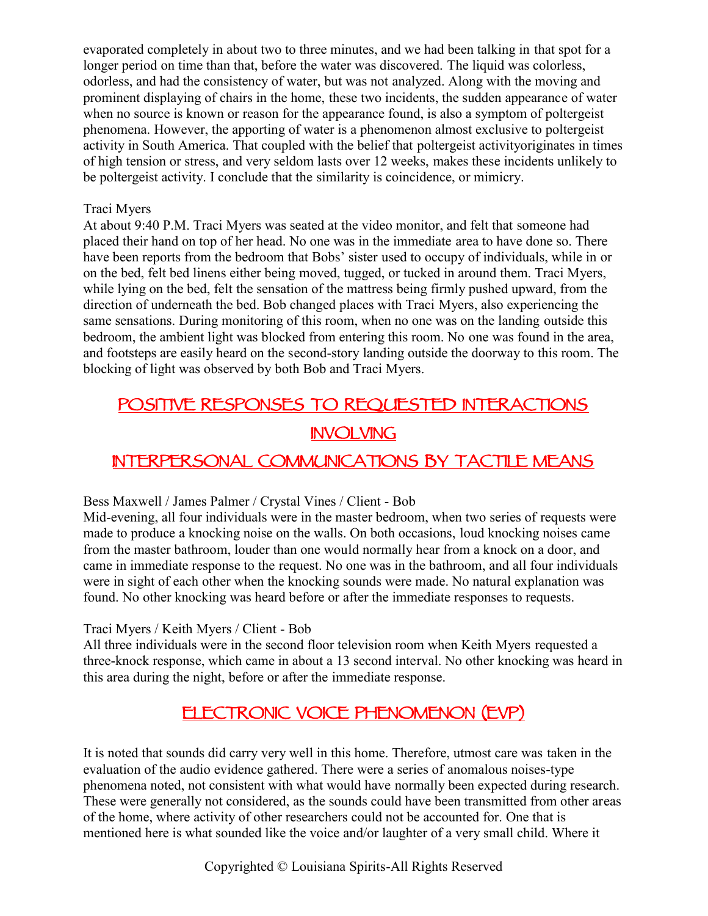evaporated completely in about two to three minutes, and we had been talking in that spot for a longer period on time than that, before the water was discovered. The liquid was colorless, odorless, and had the consistency of water, but was not analyzed. Along with the moving and prominent displaying of chairs in the home, these two incidents, the sudden appearance of water when no source is known or reason for the appearance found, is also a symptom of poltergeist phenomena. However, the apporting of water is a phenomenon almost exclusive to poltergeist activity in South America. That coupled with the belief that poltergeist activityoriginates in times of high tension or stress, and very seldom lasts over 12 weeks, makes these incidents unlikely to be poltergeist activity. I conclude that the similarity is coincidence, or mimicry.

Traci Myers
At about 9:40 P.M. Traci Myers was seated at the video monitor, and felt that someone had placed their hand on top of her head. No one was in the immediate area to have done so. There have been reports from the bedroom that Bobs' sister used to occupy of individuals, while in or on the bed, felt bed linens either being moved, tugged, or tucked in around them. Traci Myers, while lying on the bed, felt the sensation of the mattress being firmly pushed upward, from the direction of underneath the bed. Bob changed places with Traci Myers, also experiencing the same sensations. During monitoring of this room, when no one was on the landing outside this bedroom, the ambient light was blocked from entering this room. No one was found in the area, and footsteps are easily heard on the second-story landing outside the doorway to this room. The blocking of light was observed by both Bob and Traci Myers.

## POSITIVE RESPONSES TO REQUESTED INTERACTIONS INVOLVING INTERPERSONAL COMMUNICATIONS BY TACTILE MEANS

Bess Maxwell / James Palmer / Crystal Vines / Client - Bob
Mid-evening, all four individuals were in the master bedroom, when two series of requests were made to produce a knocking noise on the walls. On both occasions, loud knocking noises came from the master bathroom, louder than one would normally hear from a knock on a door, and came in immediate response to the request. No one was in the bathroom, and all four individuals were in sight of each other when the knocking sounds were made. No natural explanation was found. No other knocking was heard before or after the immediate responses to requests.

Traci Myers / Keith Myers / Client - Bob
All three individuals were in the second floor television room when Keith Myers requested a three-knock response, which came in about a 13 second interval. No other knocking was heard in this area during the night, before or after the immediate response.

## ELECTRONIC VOICE PHENOMENON (EVP)

It is noted that sounds did carry very well in this home. Therefore, utmost care was taken in the evaluation of the audio evidence gathered. There were a series of anomalous noises-type phenomena noted, not consistent with what would have normally been expected during research. These were generally not considered, as the sounds could have been transmitted from other areas of the home, where activity of other researchers could not be accounted for. One that is mentioned here is what sounded like the voice and/or laughter of a very small child. Where it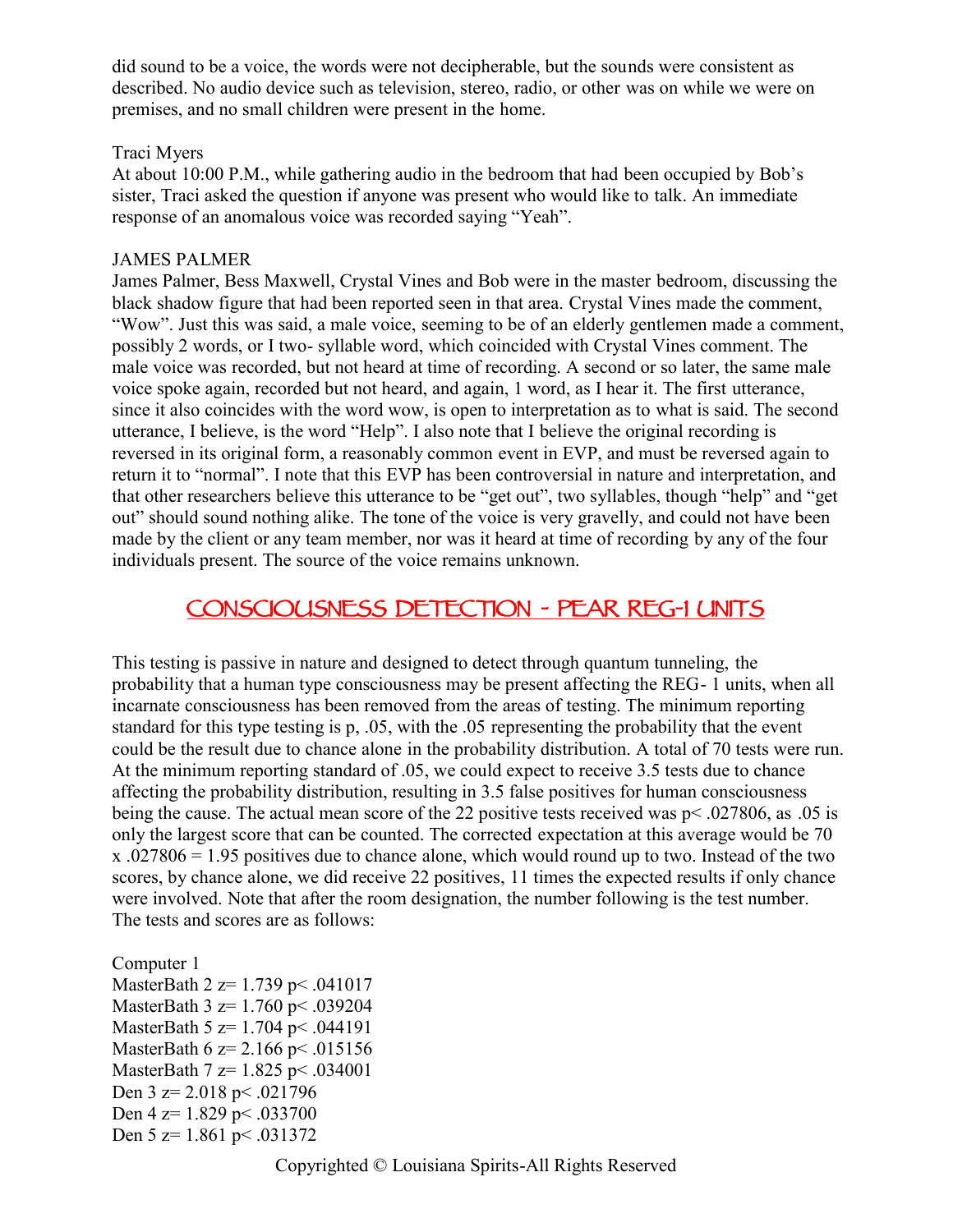did sound to be a voice, the words were not decipherable, but the sounds were consistent as described. No audio device such as television, stereo, radio, or other was on while we were on premises, and no small children were present in the home.

Traci Myers

At about 10:00 P.M., while gathering audio in the bedroom that had been occupied by Bob's sister, Traci asked the question if anyone was present who would like to talk. An immediate response of an anomalous voice was recorded saying "Yeah".

JAMES PALMER

James Palmer, Bess Maxwell, Crystal Vines and Bob were in the master bedroom, discussing the black shadow figure that had been reported seen in that area. Crystal Vines made the comment, "Wow". Just this was said, a male voice, seeming to be of an elderly gentlemen made a comment, possibly 2 words, or I two- syllable word, which coincided with Crystal Vines comment. The male voice was recorded, but not heard at time of recording. A second or so later, the same male voice spoke again, recorded but not heard, and again, 1 word, as I hear it. The first utterance, since it also coincides with the word wow, is open to interpretation as to what is said. The second utterance, I believe, is the word "Help". I also note that I believe the original recording is reversed in its original form, a reasonably common event in EVP, and must be reversed again to return it to "normal". I note that this EVP has been controversial in nature and interpretation, and that other researchers believe this utterance to be "get out", two syllables, though "help" and "get out" should sound nothing alike. The tone of the voice is very gravelly, and could not have been made by the client or any team member, nor was it heard at time of recording by any of the four individuals present. The source of the voice remains unknown.

## CONSCIOUSNESS DETECTION - PEAR REG-1 UNITS

This testing is passive in nature and designed to detect through quantum tunneling, the probability that a human type consciousness may be present affecting the REG- 1 units, when all incarnate consciousness has been removed from the areas of testing. The minimum reporting standard for this type testing is p, .05, with the .05 representing the probability that the event could be the result due to chance alone in the probability distribution. A total of 70 tests were run. At the minimum reporting standard of .05, we could expect to receive 3.5 tests due to chance affecting the probability distribution, resulting in 3.5 false positives for human consciousness being the cause. The actual mean score of the 22 positive tests received was $p < .027806$, as .05 is only the largest score that can be counted. The corrected expectation at this average would be 70 x .027806 = 1.95 positives due to chance alone, which would round up to two. Instead of the two scores, by chance alone, we did receive 22 positives, 11 times the expected results if only chance were involved. Note that after the room designation, the number following is the test number. The tests and scores are as follows:

Computer 1

MasterBath 2 $z= 1.739$ $p< .041017$
MasterBath 3 $z= 1.760$ $p< .039204$
MasterBath 5 $z= 1.704$ $p< .044191$
MasterBath 6 $z= 2.166$ $p< .015156$
MasterBath 7 $z= 1.825$ $p< .034001$
Den 3 $z= 2.018$ $p< .021796$
Den 4 $z= 1.829$ $p< .033700$
Den 5 $z= 1.861$ $p< .031372$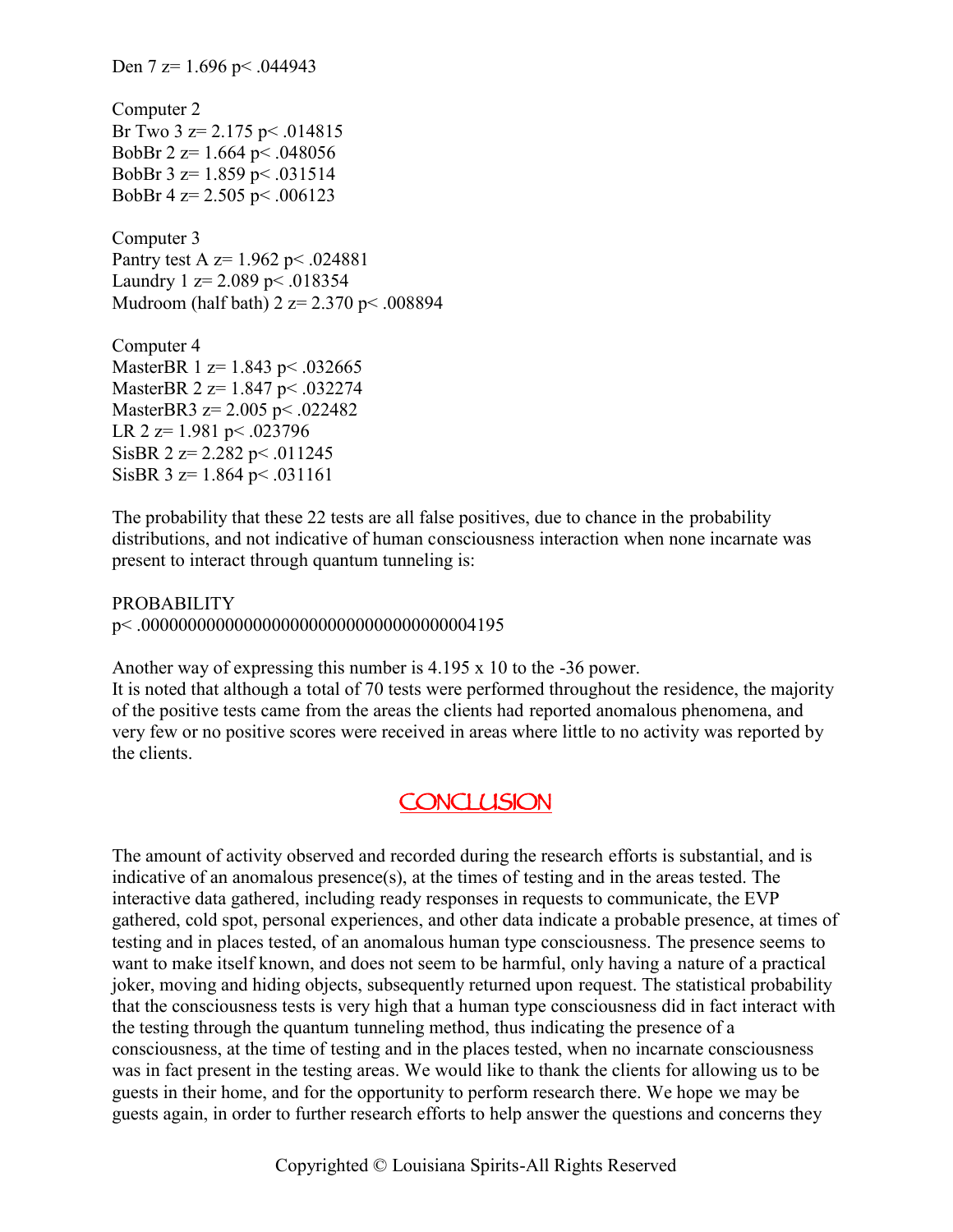Den 7 $z = 1.696$ $p < .044943$

Computer 2
Br Two 3 $z = 2.175$ $p < .014815$
BobBr 2 $z = 1.664$ $p < .048056$
BobBr 3 $z = 1.859$ $p < .031514$
BobBr 4 $z = 2.505$ $p < .006123$

Computer 3
Pantry test A $z = 1.962$ $p < .024881$
Laundry 1 $z = 2.089$ $p < .018354$
Mudroom (half bath) 2 $z = 2.370$ $p < .008894$

Computer 4
MasterBR 1 $z = 1.843$ $p < .032665$
MasterBR 2 $z = 1.847$ $p < .032274$
MasterBR3 $z = 2.005$ $p < .022482$
LR 2 $z = 1.981$ $p < .023796$
SisBR 2 $z = 2.282$ $p < .011245$
SisBR 3 $z = 1.864$ $p < .031161$

The probability that these 22 tests are all false positives, due to chance in the probability distributions, and not indicative of human consciousness interaction when none incarnate was present to interact through quantum tunneling is:

PROBABILITY
$p < .000000000000000000000000000000000004195$

Another way of expressing this number is 4.195 x 10 to the -36 power.
It is noted that although a total of 70 tests were performed throughout the residence, the majority of the positive tests came from the areas the clients had reported anomalous phenomena, and very few or no positive scores were received in areas where little to no activity was reported by the clients.

## CONCLUSION

The amount of activity observed and recorded during the research efforts is substantial, and is indicative of an anomalous presence(s), at the times of testing and in the areas tested. The interactive data gathered, including ready responses in requests to communicate, the EVP gathered, cold spot, personal experiences, and other data indicate a probable presence, at times of testing and in places tested, of an anomalous human type consciousness. The presence seems to want to make itself known, and does not seem to be harmful, only having a nature of a practical joker, moving and hiding objects, subsequently returned upon request. The statistical probability that the consciousness tests is very high that a human type consciousness did in fact interact with the testing through the quantum tunneling method, thus indicating the presence of a consciousness, at the time of testing and in the places tested, when no incarnate consciousness was in fact present in the testing areas. We would like to thank the clients for allowing us to be guests in their home, and for the opportunity to perform research there. We hope we may be guests again, in order to further research efforts to help answer the questions and concerns they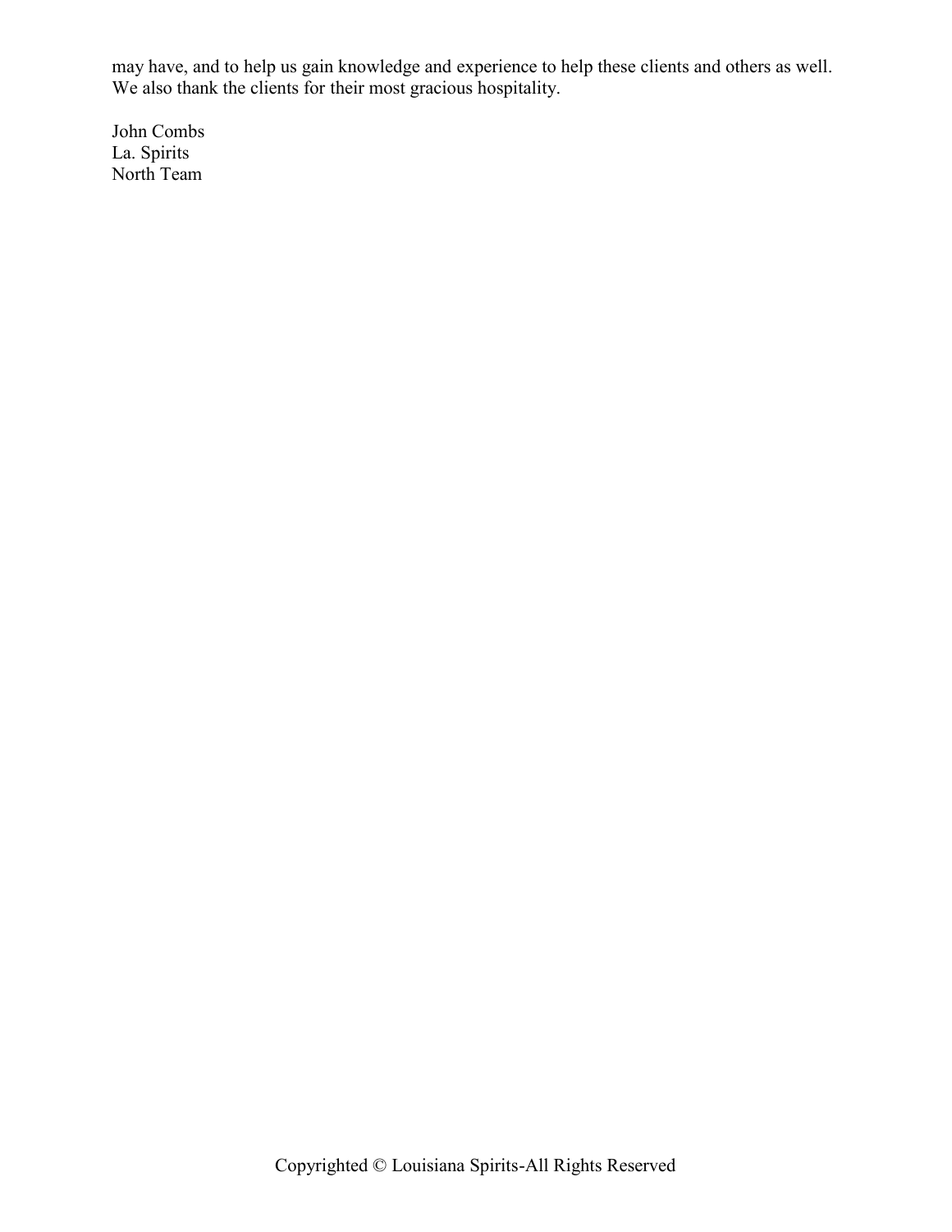may have, and to help us gain knowledge and experience to help these clients and others as well. We also thank the clients for their most gracious hospitality.

John Combs  
La. Spirits  
North Team